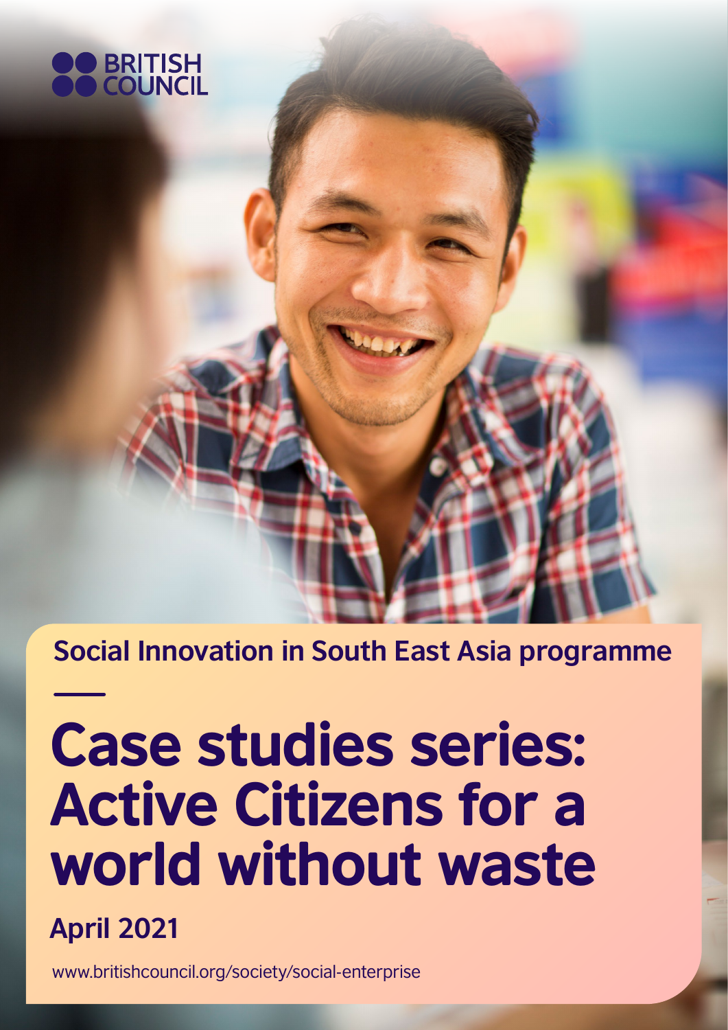BRITISH COUNCIL

**Social Innovation in South East Asia programme**

# Case studies series: Active Citizens for a world without waste

**April 2021**

www.britishcouncil.org/society/social-enterprise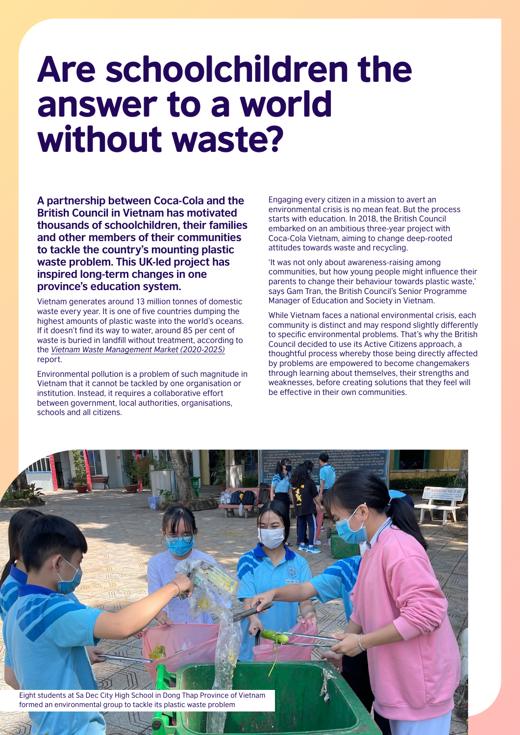# Are schoolchildren the answer to a world without waste?

**A partnership between Coca-Cola and the British Council in Vietnam has motivated thousands of schoolchildren, their families and other members of their communities to tackle the country's mounting plastic waste problem. This UK-led project has inspired long-term changes in one province's education system.**

Vietnam generates around 13 million tonnes of domestic waste every year. It is one of five countries dumping the highest amounts of plastic waste into the world's oceans. If it doesn't find its way to water, around 85 per cent of waste is buried in landfill without treatment, according to the *Vietnam Waste Management Market (2020-2025)* report.

Environmental pollution is a problem of such magnitude in Vietnam that it cannot be tackled by one organisation or institution. Instead, it requires a collaborative effort between government, local authorities, organisations, schools and all citizens.

Engaging every citizen in a mission to avert an environmental crisis is no mean feat. But the process starts with education. In 2018, the British Council embarked on an ambitious three-year project with Coca-Cola Vietnam, aiming to change deep-rooted attitudes towards waste and recycling.

'It was not only about awareness-raising among communities, but how young people might influence their parents to change their behaviour towards plastic waste,' says Gam Tran, the British Council's Senior Programme Manager of Education and Society in Vietnam.

While Vietnam faces a national environmental crisis, each community is distinct and may respond slightly differently to specific environmental problems. That's why the British Council decided to use its Active Citizens approach, a thoughtful process whereby those being directly affected by problems are empowered to become changemakers through learning about themselves, their strengths and weaknesses, before creating solutions that they feel will be effective in their own communities.

Eight students at Sa Dec City High School in Dong Thap Province of Vietnam formed an environmental group to tackle its plastic waste problem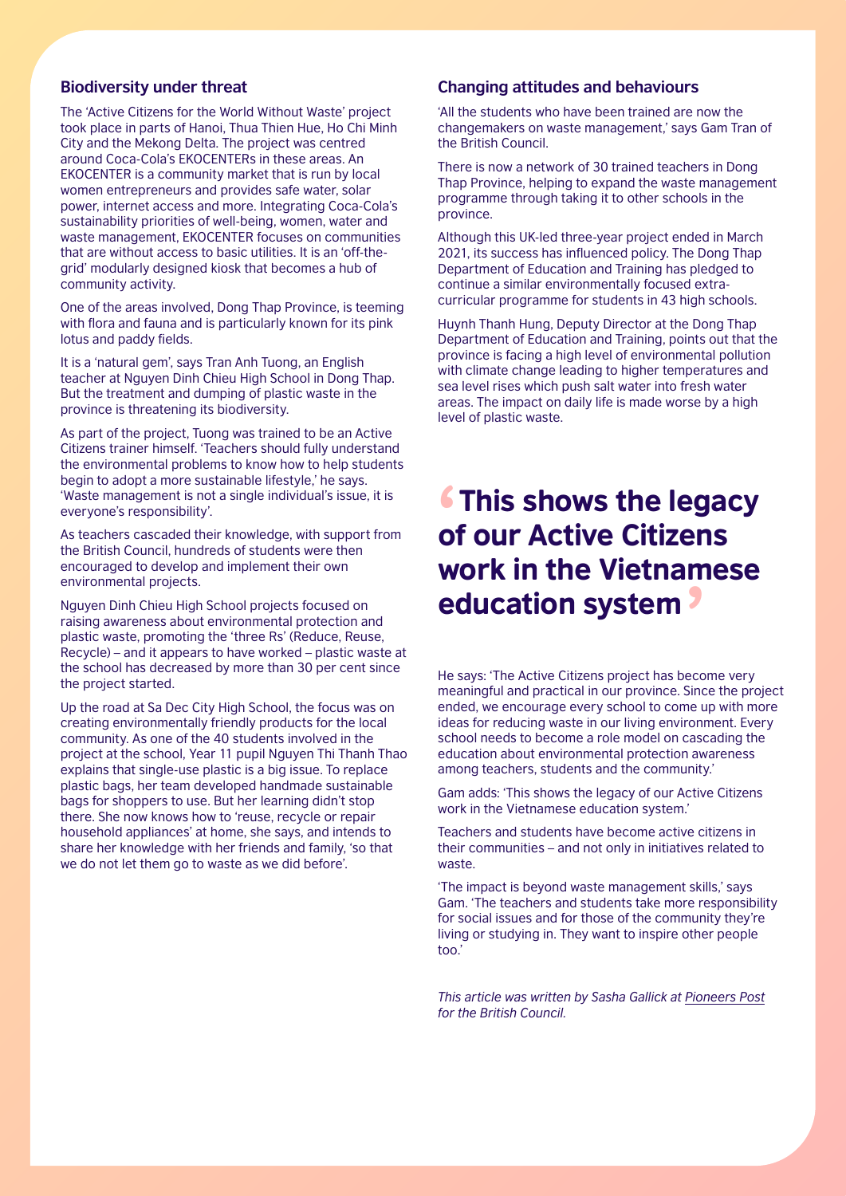## Biodiversity under threat

The 'Active Citizens for the World Without Waste' project took place in parts of Hanoi, Thua Thien Hue, Ho Chi Minh City and the Mekong Delta. The project was centred around Coca-Cola's EKOCENTERs in these areas. An EKOCENTER is a community market that is run by local women entrepreneurs and provides safe water, solar power, internet access and more. Integrating Coca-Cola's sustainability priorities of well-being, women, water and waste management, EKOCENTER focuses on communities that are without access to basic utilities. It is an 'off-the-grid' modularly designed kiosk that becomes a hub of community activity.

One of the areas involved, Dong Thap Province, is teeming with flora and fauna and is particularly known for its pink lotus and paddy fields.

It is a 'natural gem', says Tran Anh Tuong, an English teacher at Nguyen Dinh Chieu High School in Dong Thap. But the treatment and dumping of plastic waste in the province is threatening its biodiversity.

As part of the project, Tuong was trained to be an Active Citizens trainer himself. 'Teachers should fully understand the environmental problems to know how to help students begin to adopt a more sustainable lifestyle,' he says. 'Waste management is not a single individual's issue, it is everyone's responsibility'.

As teachers cascaded their knowledge, with support from the British Council, hundreds of students were then encouraged to develop and implement their own environmental projects.

Nguyen Dinh Chieu High School projects focused on raising awareness about environmental protection and plastic waste, promoting the 'three Rs' (Reduce, Reuse, Recycle) – and it appears to have worked – plastic waste at the school has decreased by more than 30 per cent since the project started.

Up the road at Sa Dec City High School, the focus was on creating environmentally friendly products for the local community. As one of the 40 students involved in the project at the school, Year 11 pupil Nguyen Thi Thanh Thao explains that single-use plastic is a big issue. To replace plastic bags, her team developed handmade sustainable bags for shoppers to use. But her learning didn't stop there. She now knows how to 'reuse, recycle or repair household appliances' at home, she says, and intends to share her knowledge with her friends and family, 'so that we do not let them go to waste as we did before'.

## Changing attitudes and behaviours

'All the students who have been trained are now the changemakers on waste management,' says Gam Tran of the British Council.

There is now a network of 30 trained teachers in Dong Thap Province, helping to expand the waste management programme through taking it to other schools in the province.

Although this UK-led three-year project ended in March 2021, its success has influenced policy. The Dong Thap Department of Education and Training has pledged to continue a similar environmentally focused extra-curricular programme for students in 43 high schools.

Huynh Thanh Hung, Deputy Director at the Dong Thap Department of Education and Training, points out that the province is facing a high level of environmental pollution with climate change leading to higher temperatures and sea level rises which push salt water into fresh water areas. The impact on daily life is made worse by a high level of plastic waste.

> **'This shows the legacy of our Active Citizens work in the Vietnamese education system'**

He says: 'The Active Citizens project has become very meaningful and practical in our province. Since the project ended, we encourage every school to come up with more ideas for reducing waste in our living environment. Every school needs to become a role model on cascading the education about environmental protection awareness among teachers, students and the community.'

Gam adds: 'This shows the legacy of our Active Citizens work in the Vietnamese education system.'

Teachers and students have become active citizens in their communities – and not only in initiatives related to waste.

'The impact is beyond waste management skills,' says Gam. 'The teachers and students take more responsibility for social issues and for those of the community they're living or studying in. They want to inspire other people too.'

*This article was written by Sasha Gallick at Pioneers Post for the British Council.*